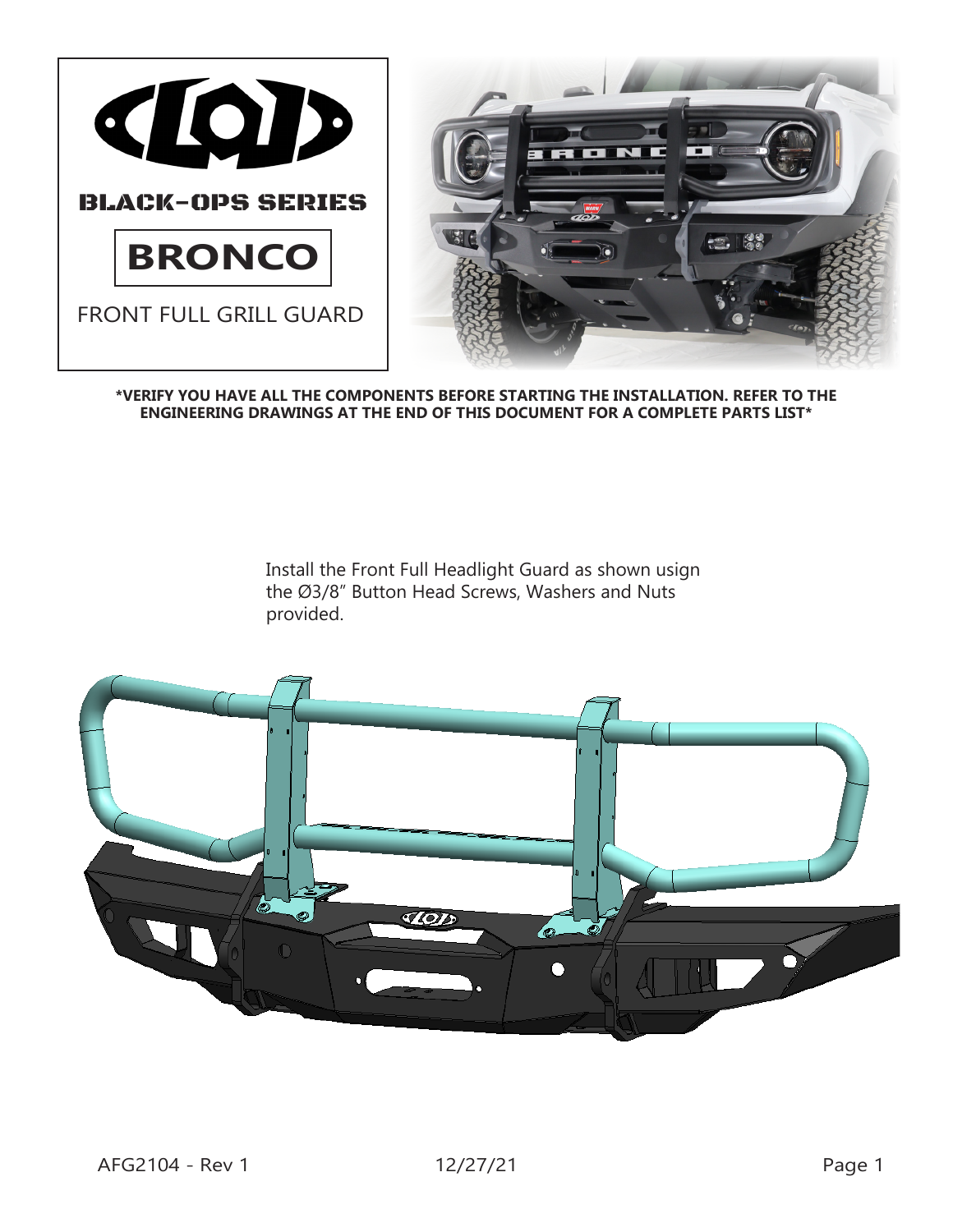BLACK-OPS SERIES

# BRONCO

FRONT FULL GRILL GUARD

**\*VERIFY YOU HAVE ALL THE COMPONENTS BEFORE STARTING THE INSTALLATION. REFER TO THE ENGINEERING DRAWINGS AT THE END OF THIS DOCUMENT FOR A COMPLETE PARTS LIST\***

Install the Front Full Headlight Guard as shown usign the Ø3/8" Button Head Screws, Washers and Nuts provided.

AFG2104 - Rev 1 12/27/21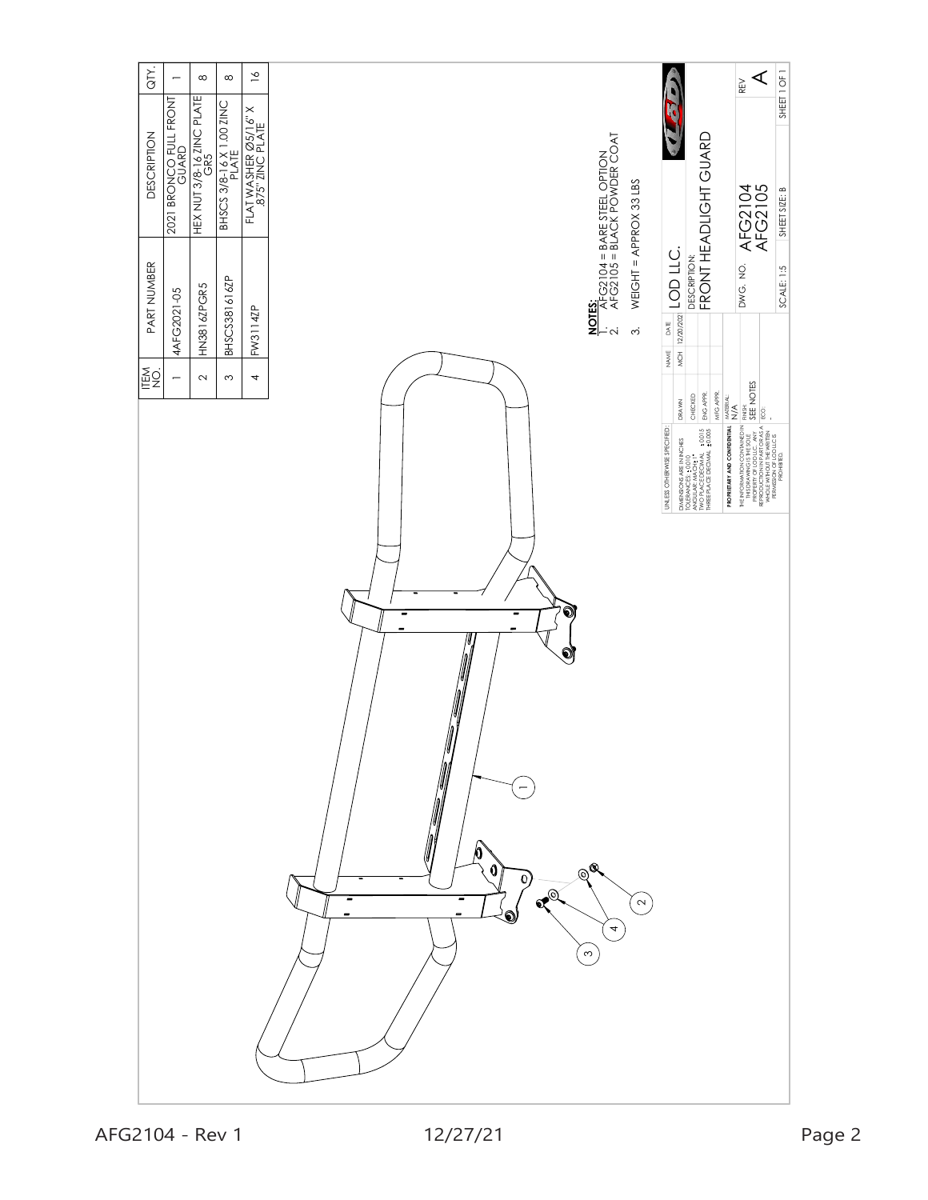| ITEM NO. | PART NUMBER | DESCRIPTION | QTY. |
|---|---|---|---|
| 1 | 4AFG2021-05 | 2021 BRONCO FULL FRONT GUARD | 1 |
| 2 | HN3816ZPGR5 | HEX NUT 3/8-16 ZINC PLATE GR5 | 8 |
| 3 | BHSCS381616ZP | BHSCS 3/8-16 X 1.00 ZINC PLATE | 8 |
| 4 | FW3114ZP | FLAT WASHER Ø5/16" X .875" ZINC PLATE | 16 |

**NOTES:**

1. AFG2104 = BARE STEEL OPTION
2. AFG2105 = BLACK POWDER COAT
3. WEIGHT = APPROX 33 LBS

| UNLESS OTHERWISE SPECIFIED: | | NAME | DATE |
|---|---|---|---|
| DIMENSIONS ARE IN INCHES TOLERANCES ±.010 ANGULAR: MACH± 1° TWO PLACE DECIMAL ±0.015 THREE PLACE DECIMAL ±0.005 | DRAWN | MCH | 12/20/2021 |
| | CHECKED | | |
| | ENG APPR. | | |
| | MFG APPR. | | |
| PROPRIETARY AND CONFIDENTIAL | MATERIAL: N/A | | |
| THE INFORMATION CONTAINED IN THIS DRAWING IS THE SOLE PROPERTY OF LOD LLC. ANY REPRODUCTION IN PART OR AS A WHOLE WITHOUT THE WRITTEN PERMISSION OF LOD LLC IS PROHIBITED. | FINISH: SEE NOTES | | |
| | ECO: - | | |

LOD LLC.

DESCRIPTION: FRONT HEADLIGHT GUARD

DWG. NO. AFG2104 AFG2105

REV A

SCALE: 1:5 | SHEET SIZE: B | SHEET 1 OF 1

AFG2104 - Rev 1 12/27/21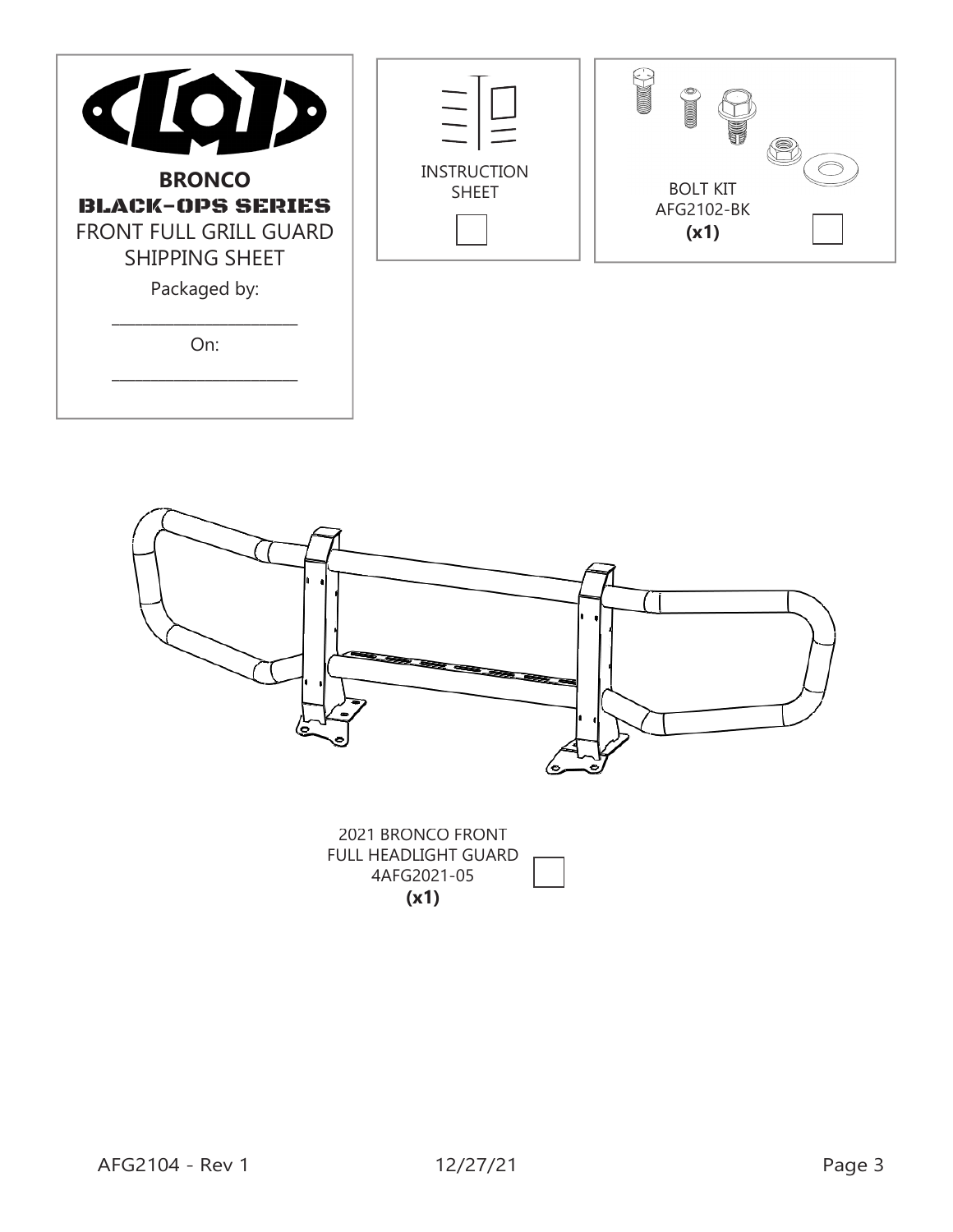**BRONCO**

**BLACK-OPS SERIES**

FRONT FULL GRILL GUARD

SHIPPING SHEET

Packaged by:

______________________

On:

______________________

INSTRUCTION SHEET ☐

BOLT KIT
AFG2102-BK
**(x1)** ☐

2021 BRONCO FRONT
FULL HEADLIGHT GUARD
4AFG2021-05
**(x1)** ☐

AFG2104 - Rev 1    12/27/21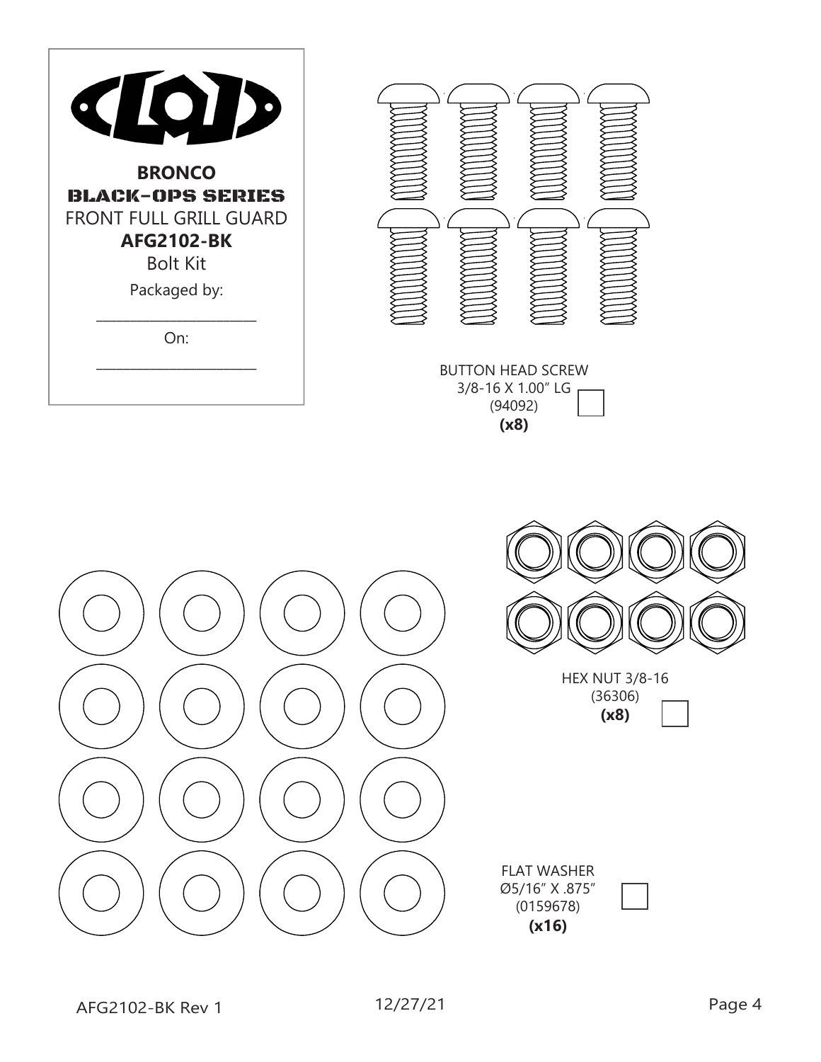**BRONCO**

**BLACK-OPS SERIES**

FRONT FULL GRILL GUARD

**AFG2102-BK**

Bolt Kit

Packaged by:

______________________

On:

______________________

BUTTON HEAD SCREW
3/8-16 X 1.00" LG
(94092)
**(x8)** ☐

HEX NUT 3/8-16
(36306)
**(x8)** ☐

FLAT WASHER
Ø5/16" X .875"
(0159678)
**(x16)** ☐

AFG2102-BK Rev 1 12/27/21